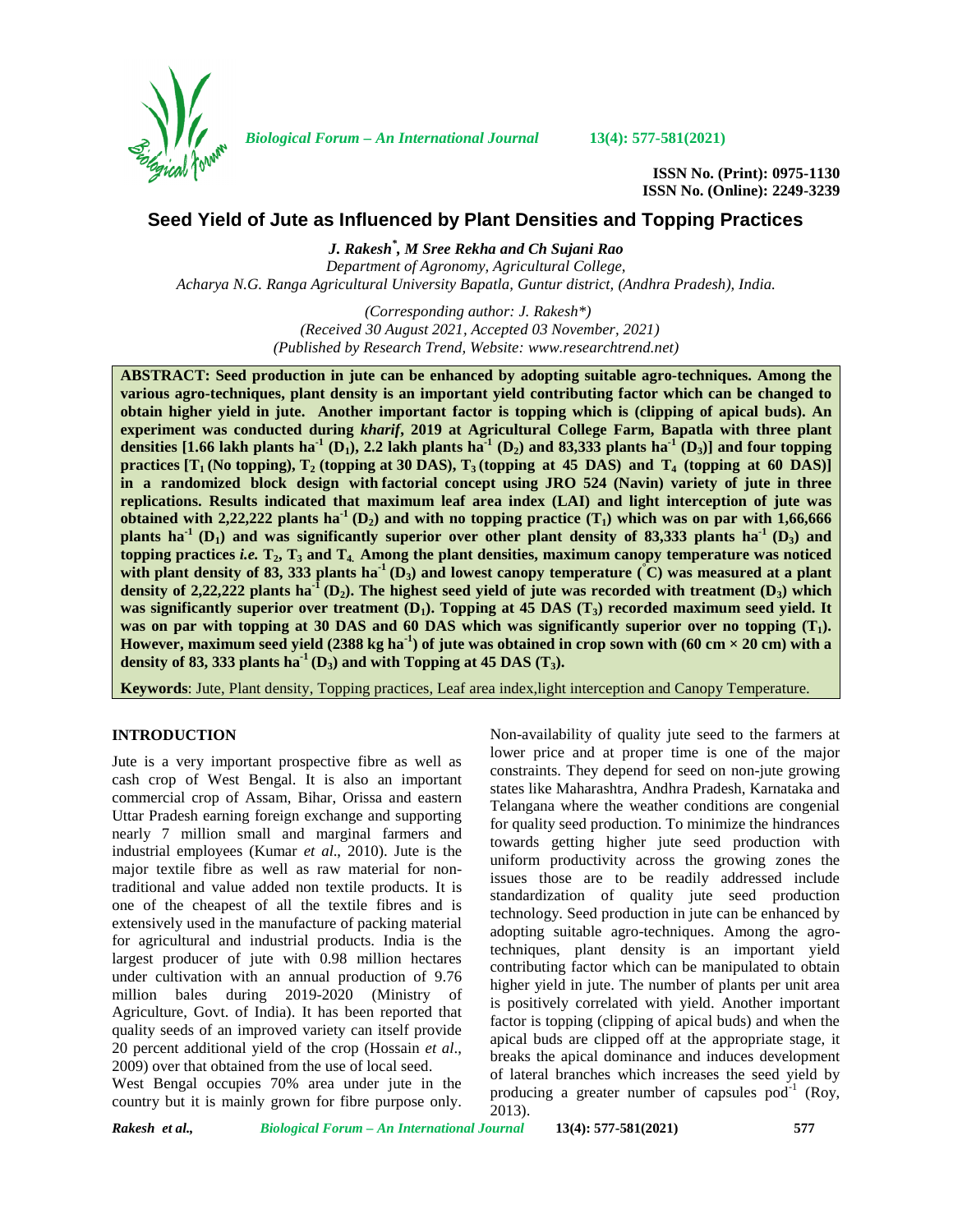# Seed Yield of Jute as Influenced by Plant Densities and Topping Practices

***J. Rakesh*[*]*, M Sree Rekha and Ch Sujani Rao***

*Department of Agronomy, Agricultural College,*
*Acharya N.G. Ranga Agricultural University Bapatla, Guntur district, (Andhra Pradesh), India.*

*(Corresponding author: J. Rakesh*)*
*(Received 30 August 2021, Accepted 03 November, 2021)*
*(Published by Research Trend, Website: www.researchtrend.net)*

**ABSTRACT: Seed production in jute can be enhanced by adopting suitable agro-techniques. Among the various agro-techniques, plant density is an important yield contributing factor which can be changed to obtain higher yield in jute. Another important factor is topping which is (clipping of apical buds). An experiment was conducted during *kharif*, 2019 at Agricultural College Farm, Bapatla with three plant densities [1.66 lakh plants ha$^{-1}$ ($D_1$), 2.2 lakh plants ha$^{-1}$ ($D_2$) and 83,333 plants ha$^{-1}$ ($D_3$)] and four topping practices [$T_1$ (No topping), $T_2$ (topping at 30 DAS), $T_3$ (topping at 45 DAS) and $T_4$ (topping at 60 DAS)] in a randomized block design with factorial concept using JRO 524 (Navin) variety of jute in three replications. Results indicated that maximum leaf area index (LAI) and light interception of jute was obtained with 2,22,222 plants ha$^{-1}$ ($D_2$) and with no topping practice ($T_1$) which was on par with 1,66,666 plants ha$^{-1}$ ($D_1$) and was significantly superior over other plant density of 83,333 plants ha$^{-1}$ ($D_3$) and topping practices *i.e.* $T_2$, $T_3$ and $T_4$. Among the plant densities, maximum canopy temperature was noticed with plant density of 83, 333 plants ha$^{-1}$ ($D_3$) and lowest canopy temperature ($^{\circ}$C) was measured at a plant density of 2,22,222 plants ha$^{-1}$ ($D_2$). The highest seed yield of jute was recorded with treatment ($D_3$) which was significantly superior over treatment ($D_1$). Topping at 45 DAS ($T_3$) recorded maximum seed yield. It was on par with topping at 30 DAS and 60 DAS which was significantly superior over no topping ($T_1$). However, maximum seed yield (2388 kg ha$^{-1}$) of jute was obtained in crop sown with (60 cm × 20 cm) with a density of 83, 333 plants ha$^{-1}$ ($D_3$) and with Topping at 45 DAS ($T_3$).**

**Keywords**: Jute, Plant density, Topping practices, Leaf area index,light interception and Canopy Temperature.

## INTRODUCTION

Jute is a very important prospective fibre as well as cash crop of West Bengal. It is also an important commercial crop of Assam, Bihar, Orissa and eastern Uttar Pradesh earning foreign exchange and supporting nearly 7 million small and marginal farmers and industrial employees (Kumar *et al*., 2010). Jute is the major textile fibre as well as raw material for non-traditional and value added non textile products. It is one of the cheapest of all the textile fibres and is extensively used in the manufacture of packing material for agricultural and industrial products. India is the largest producer of jute with 0.98 million hectares under cultivation with an annual production of 9.76 million bales during 2019-2020 (Ministry of Agriculture, Govt. of India). It has been reported that quality seeds of an improved variety can itself provide 20 percent additional yield of the crop (Hossain *et al*., 2009) over that obtained from the use of local seed.

West Bengal occupies 70% area under jute in the country but it is mainly grown for fibre purpose only. Non-availability of quality jute seed to the farmers at lower price and at proper time is one of the major constraints. They depend for seed on non-jute growing states like Maharashtra, Andhra Pradesh, Karnataka and Telangana where the weather conditions are congenial for quality seed production. To minimize the hindrances towards getting higher jute seed production with uniform productivity across the growing zones the issues those are to be readily addressed include standardization of quality jute seed production technology. Seed production in jute can be enhanced by adopting suitable agro-techniques. Among the agro-techniques, plant density is an important yield contributing factor which can be manipulated to obtain higher yield in jute. The number of plants per unit area is positively correlated with yield. Another important factor is topping (clipping of apical buds) and when the apical buds are clipped off at the appropriate stage, it breaks the apical dominance and induces development of lateral branches which increases the seed yield by producing a greater number of capsules pod$^{-1}$ (Roy, 2013).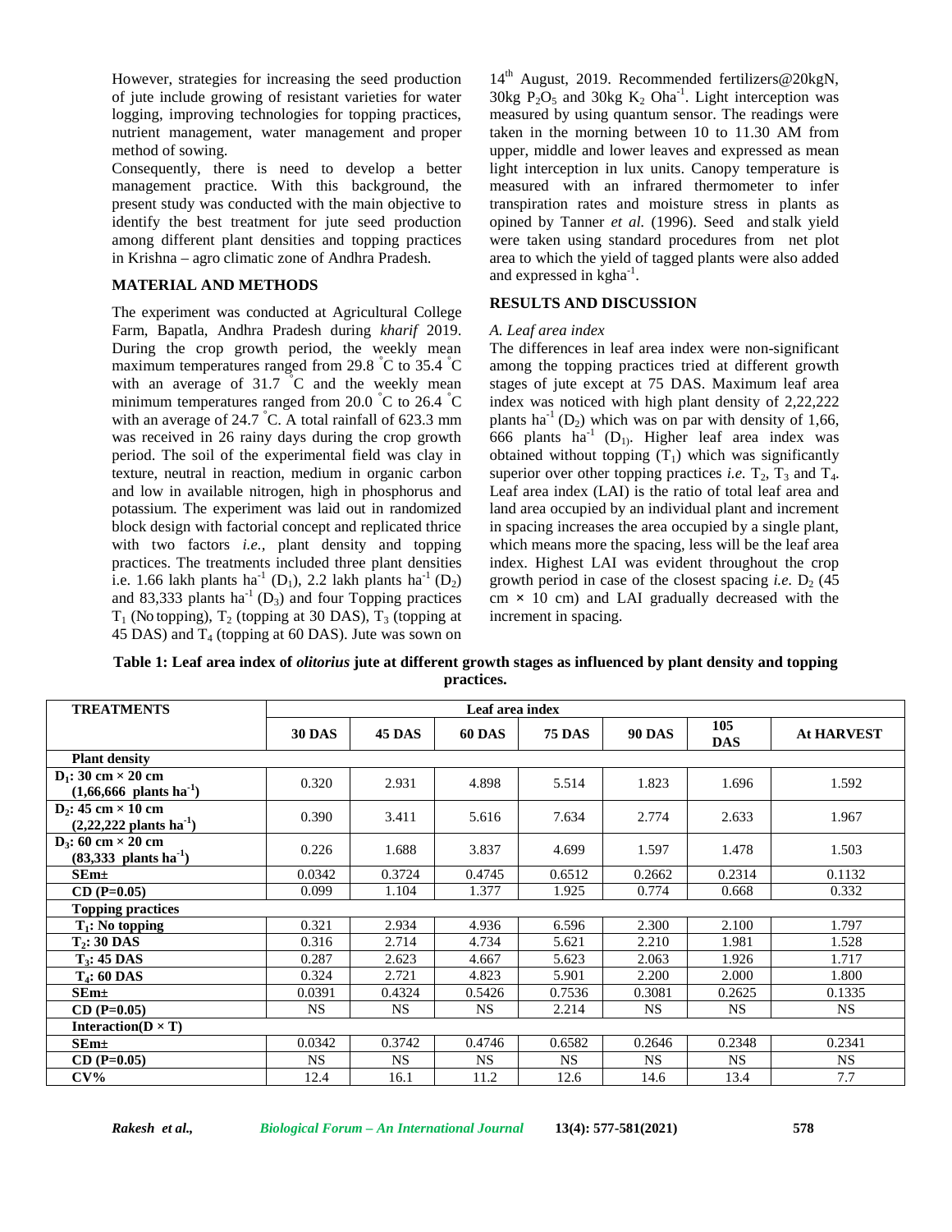However, strategies for increasing the seed production of jute include growing of resistant varieties for water logging, improving technologies for topping practices, nutrient management, water management and proper method of sowing.

Consequently, there is need to develop a better management practice. With this background, the present study was conducted with the main objective to identify the best treatment for jute seed production among different plant densities and topping practices in Krishna – agro climatic zone of Andhra Pradesh.

## MATERIAL AND METHODS

The experiment was conducted at Agricultural College Farm, Bapatla, Andhra Pradesh during *kharif* 2019. During the crop growth period, the weekly mean maximum temperatures ranged from 29.8 °C to 35.4 °C with an average of 31.7 °C and the weekly mean minimum temperatures ranged from 20.0 °C to 26.4 °C with an average of 24.7 °C. A total rainfall of 623.3 mm was received in 26 rainy days during the crop growth period. The soil of the experimental field was clay in texture, neutral in reaction, medium in organic carbon and low in available nitrogen, high in phosphorus and potassium. The experiment was laid out in randomized block design with factorial concept and replicated thrice with two factors *i.e.*, plant density and topping practices. The treatments included three plant densities i.e. 1.66 lakh plants $ha^{-1}$ ($D_1$), 2.2 lakh plants $ha^{-1}$ ($D_2$) and 83,333 plants $ha^{-1}$ ($D_3$) and four Topping practices $T_1$ (No topping), $T_2$ (topping at 30 DAS), $T_3$ (topping at 45 DAS) and $T_4$ (topping at 60 DAS). Jute was sown on 14th August, 2019. Recommended fertilizers@20kgN, 30kg $P_2O_5$ and 30kg $K_2$ $Oha^{-1}$. Light interception was measured by using quantum sensor. The readings were taken in the morning between 10 to 11.30 AM from upper, middle and lower leaves and expressed as mean light interception in lux units. Canopy temperature is measured with an infrared thermometer to infer transpiration rates and moisture stress in plants as opined by Tanner *et al.* (1996). Seed and stalk yield were taken using standard procedures from net plot area to which the yield of tagged plants were also added and expressed in $kgha^{-1}$.

## RESULTS AND DISCUSSION

### *A. Leaf area index*

The differences in leaf area index were non-significant among the topping practices tried at different growth stages of jute except at 75 DAS. Maximum leaf area index was noticed with high plant density of 2,22,222 plants $ha^{-1}$ ($D_2$) which was on par with density of 1,66, 666 plants $ha^{-1}$ ($D_1$). Higher leaf area index was obtained without topping ($T_1$) which was significantly superior over other topping practices *i.e.* $T_2$, $T_3$ and $T_4$. Leaf area index (LAI) is the ratio of total leaf area and land area occupied by an individual plant and increment in spacing increases the area occupied by a single plant, which means more the spacing, less will be the leaf area index. Highest LAI was evident throughout the crop growth period in case of the closest spacing *i.e.* $D_2$ (45 cm × 10 cm) and LAI gradually decreased with the increment in spacing.

**Table 1: Leaf area index of *olitorius* jute at different growth stages as influenced by plant density and topping practices.**

| TREATMENTS | Leaf area index | | | | | | |
|---|---|---|---|---|---|---|---|
| | **30 DAS** | **45 DAS** | **60 DAS** | **75 DAS** | **90 DAS** | **105 DAS** | **At HARVEST** |
| **Plant density** | | | | | | | |
| **$D_1$: 30 cm × 20 cm (1,66,666 plants $ha^{-1}$)** | 0.320 | 2.931 | 4.898 | 5.514 | 1.823 | 1.696 | 1.592 |
| **$D_2$: 45 cm × 10 cm (2,22,222 plants $ha^{-1}$)** | 0.390 | 3.411 | 5.616 | 7.634 | 2.774 | 2.633 | 1.967 |
| **$D_3$: 60 cm × 20 cm (83,333 plants $ha^{-1}$)** | 0.226 | 1.688 | 3.837 | 4.699 | 1.597 | 1.478 | 1.503 |
| **SEm±** | 0.0342 | 0.3724 | 0.4745 | 0.6512 | 0.2662 | 0.2314 | 0.1132 |
| **CD (P=0.05)** | 0.099 | 1.104 | 1.377 | 1.925 | 0.774 | 0.668 | 0.332 |
| **Topping practices** | | | | | | | |
| **$T_1$: No topping** | 0.321 | 2.934 | 4.936 | 6.596 | 2.300 | 2.100 | 1.797 |
| **$T_2$: 30 DAS** | 0.316 | 2.714 | 4.734 | 5.621 | 2.210 | 1.981 | 1.528 |
| **$T_3$: 45 DAS** | 0.287 | 2.623 | 4.667 | 5.623 | 2.063 | 1.926 | 1.717 |
| **$T_4$: 60 DAS** | 0.324 | 2.721 | 4.823 | 5.901 | 2.200 | 2.000 | 1.800 |
| **SEm±** | 0.0391 | 0.4324 | 0.5426 | 0.7536 | 0.3081 | 0.2625 | 0.1335 |
| **CD (P=0.05)** | NS | NS | NS | 2.214 | NS | NS | NS |
| **Interaction(D × T)** | | | | | | | |
| **SEm±** | 0.0342 | 0.3742 | 0.4746 | 0.6582 | 0.2646 | 0.2348 | 0.2341 |
| **CD (P=0.05)** | NS | NS | NS | NS | NS | NS | NS |
| **CV%** | 12.4 | 16.1 | 11.2 | 12.6 | 14.6 | 13.4 | 7.7 |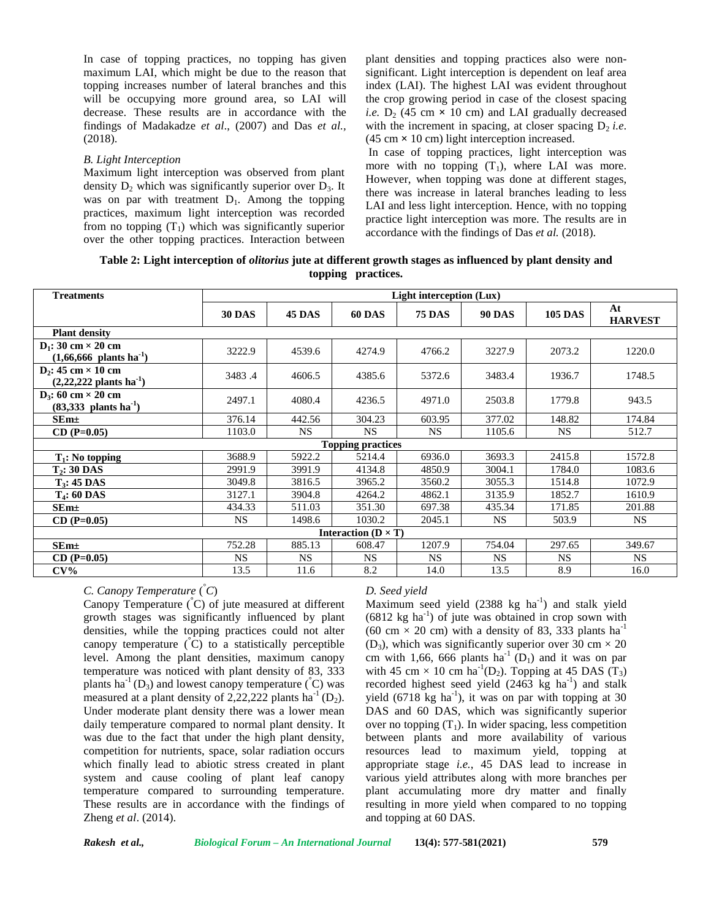In case of topping practices, no topping has given maximum LAI, which might be due to the reason that topping increases number of lateral branches and this will be occupying more ground area, so LAI will decrease. These results are in accordance with the findings of Madakadze *et al*., (2007) and Das *et al.,* (2018).

*B. Light Interception*

Maximum light interception was observed from plant density $D_2$ which was significantly superior over $D_3$. It was on par with treatment $D_1$. Among the topping practices, maximum light interception was recorded from no topping ($T_1$) which was significantly superior over the other topping practices. Interaction between plant densities and topping practices also were non-significant. Light interception is dependent on leaf area index (LAI). The highest LAI was evident throughout the crop growing period in case of the closest spacing *i.e.* $D_2$ (45 cm × 10 cm) and LAI gradually decreased with the increment in spacing, at closer spacing $D_2$ *i.e.* (45 cm × 10 cm) light interception increased.

In case of topping practices, light interception was more with no topping ($T_1$), where LAI was more. However, when topping was done at different stages, there was increase in lateral branches leading to less LAI and less light interception. Hence, with no topping practice light interception was more. The results are in accordance with the findings of Das *et al.* (2018).

**Table 2: Light interception of *olitorius* jute at different growth stages as influenced by plant density and topping practices.**

| Treatments | Light interception (Lux) | | | | | | |
|---|---|---|---|---|---|---|---|
| | **30 DAS** | **45 DAS** | **60 DAS** | **75 DAS** | **90 DAS** | **105 DAS** | **At HARVEST** |
| **Plant density** | | | | | | | |
| **$D_1$: 30 cm × 20 cm (1,66,666 plants $ha^{-1}$)** | 3222.9 | 4539.6 | 4274.9 | 4766.2 | 3227.9 | 2073.2 | 1220.0 |
| **$D_2$: 45 cm × 10 cm (2,22,222 plants $ha^{-1}$)** | 3483 .4 | 4606.5 | 4385.6 | 5372.6 | 3483.4 | 1936.7 | 1748.5 |
| **$D_3$: 60 cm × 20 cm (83,333 plants $ha^{-1}$)** | 2497.1 | 4080.4 | 4236.5 | 4971.0 | 2503.8 | 1779.8 | 943.5 |
| **SEm±** | 376.14 | 442.56 | 304.23 | 603.95 | 377.02 | 148.82 | 174.84 |
| **CD (P=0.05)** | 1103.0 | NS | NS | NS | 1105.6 | NS | 512.7 |
| **Topping practices** | | | | | | | |
| **$T_1$: No topping** | 3688.9 | 5922.2 | 5214.4 | 6936.0 | 3693.3 | 2415.8 | 1572.8 |
| **$T_2$: 30 DAS** | 2991.9 | 3991.9 | 4134.8 | 4850.9 | 3004.1 | 1784.0 | 1083.6 |
| **$T_3$: 45 DAS** | 3049.8 | 3816.5 | 3965.2 | 3560.2 | 3055.3 | 1514.8 | 1072.9 |
| **$T_4$: 60 DAS** | 3127.1 | 3904.8 | 4264.2 | 4862.1 | 3135.9 | 1852.7 | 1610.9 |
| **SEm±** | 434.33 | 511.03 | 351.30 | 697.38 | 435.34 | 171.85 | 201.88 |
| **CD (P=0.05)** | NS | 1498.6 | 1030.2 | 2045.1 | NS | 503.9 | NS |
| **Interaction (D × T)** | | | | | | | |
| **SEm±** | 752.28 | 885.13 | 608.47 | 1207.9 | 754.04 | 297.65 | 349.67 |
| **CD (P=0.05)** | NS | NS | NS | NS | NS | NS | NS |
| **CV%** | 13.5 | 11.6 | 8.2 | 14.0 | 13.5 | 8.9 | 16.0 |

*C. Canopy Temperature (°C)*

Canopy Temperature (°C) of jute measured at different growth stages was significantly influenced by plant densities, while the topping practices could not alter canopy temperature (°C) to a statistically perceptible level. Among the plant densities, maximum canopy temperature was noticed with plant density of 83, 333 plants $ha^{-1}$ ($D_3$) and lowest canopy temperature (°C) was measured at a plant density of 2,22,222 plants $ha^{-1}$ ($D_2$). Under moderate plant density there was a lower mean daily temperature compared to normal plant density. It was due to the fact that under the high plant density, competition for nutrients, space, solar radiation occurs which finally lead to abiotic stress created in plant system and cause cooling of plant leaf canopy temperature compared to surrounding temperature. These results are in accordance with the findings of Zheng *et al*. (2014).

*D. Seed yield*

Maximum seed yield (2388 kg $ha^{-1}$) and stalk yield (6812 kg $ha^{-1}$) of jute was obtained in crop sown with (60 cm × 20 cm) with a density of 83, 333 plants $ha^{-1}$ ($D_3$), which was significantly superior over 30 cm × 20 cm with 1,66, 666 plants $ha^{-1}$ ($D_1$) and it was on par with 45 cm × 10 cm $ha^{-1}$($D_2$). Topping at 45 DAS ($T_3$) recorded highest seed yield (2463 kg $ha^{-1}$) and stalk yield (6718 kg $ha^{-1}$), it was on par with topping at 30 DAS and 60 DAS, which was significantly superior over no topping ($T_1$). In wider spacing, less competition between plants and more availability of various resources lead to maximum yield, topping at appropriate stage *i.e.*, 45 DAS lead to increase in various yield attributes along with more branches per plant accumulating more dry matter and finally resulting in more yield when compared to no topping and topping at 60 DAS.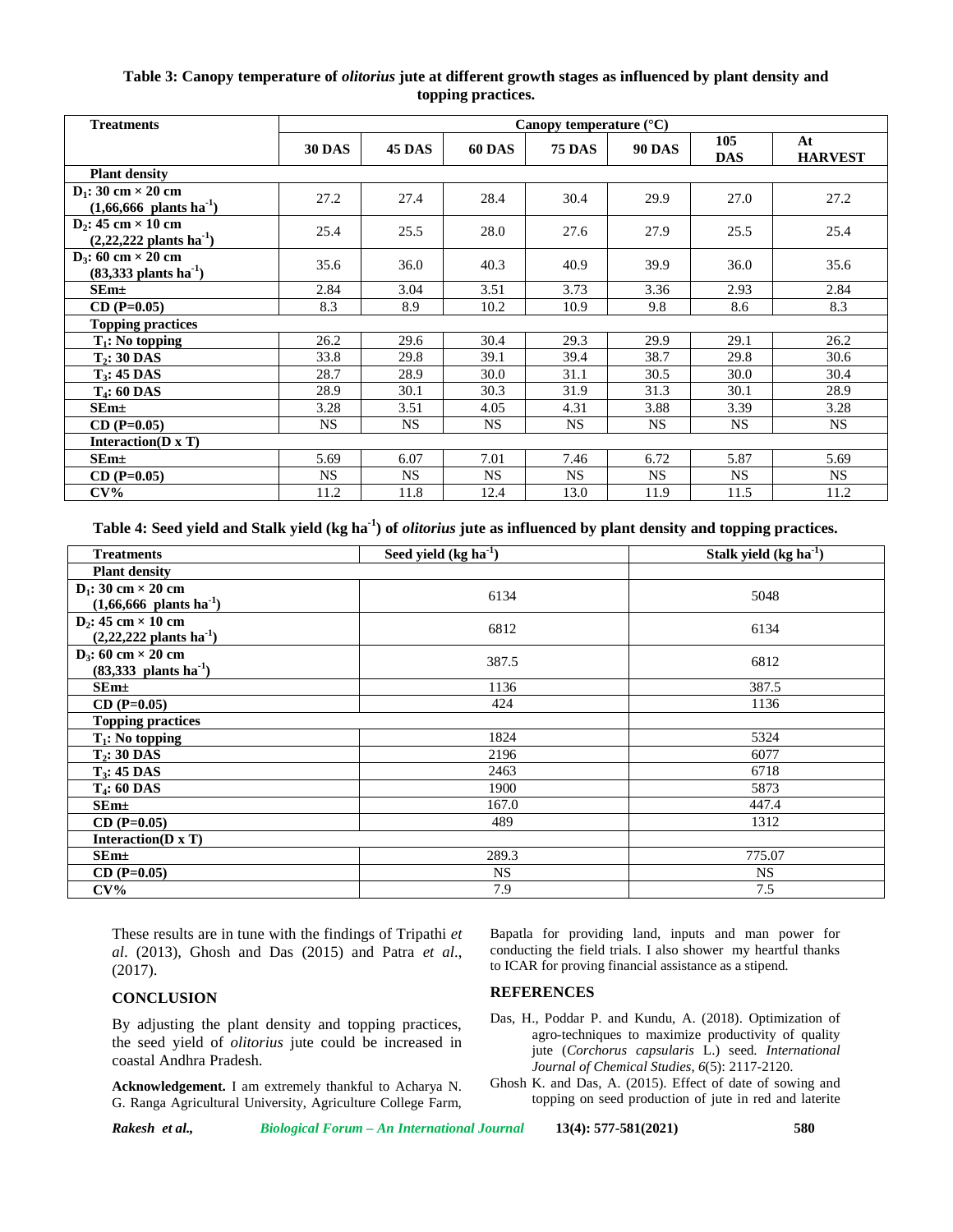**Table 3: Canopy temperature of *olitorius* jute at different growth stages as influenced by plant density and topping practices.**

| Treatments | Canopy temperature (°C) | | | | | | |
|---|---|---|---|---|---|---|---|
| | 30 DAS | 45 DAS | 60 DAS | 75 DAS | 90 DAS | 105 DAS | At HARVEST |
| **Plant density** | | | | | | | |
| $D_1$: 30 cm × 20 cm (1,66,666 plants $ha^{-1}$) | 27.2 | 27.4 | 28.4 | 30.4 | 29.9 | 27.0 | 27.2 |
| $D_2$: 45 cm × 10 cm (2,22,222 plants $ha^{-1}$) | 25.4 | 25.5 | 28.0 | 27.6 | 27.9 | 25.5 | 25.4 |
| $D_3$: 60 cm × 20 cm (83,333 plants $ha^{-1}$) | 35.6 | 36.0 | 40.3 | 40.9 | 39.9 | 36.0 | 35.6 |
| SEm± | 2.84 | 3.04 | 3.51 | 3.73 | 3.36 | 2.93 | 2.84 |
| CD (P=0.05) | 8.3 | 8.9 | 10.2 | 10.9 | 9.8 | 8.6 | 8.3 |
| **Topping practices** | | | | | | | |
| $T_1$: No topping | 26.2 | 29.6 | 30.4 | 29.3 | 29.9 | 29.1 | 26.2 |
| $T_2$: 30 DAS | 33.8 | 29.8 | 39.1 | 39.4 | 38.7 | 29.8 | 30.6 |
| $T_3$: 45 DAS | 28.7 | 28.9 | 30.0 | 31.1 | 30.5 | 30.0 | 30.4 |
| $T_4$: 60 DAS | 28.9 | 30.1 | 30.3 | 31.9 | 31.3 | 30.1 | 28.9 |
| SEm± | 3.28 | 3.51 | 4.05 | 4.31 | 3.88 | 3.39 | 3.28 |
| CD (P=0.05) | NS | NS | NS | NS | NS | NS | NS |
| **Interaction(D x T)** | | | | | | | |
| SEm± | 5.69 | 6.07 | 7.01 | 7.46 | 6.72 | 5.87 | 5.69 |
| CD (P=0.05) | NS | NS | NS | NS | NS | NS | NS |
| CV% | 11.2 | 11.8 | 12.4 | 13.0 | 11.9 | 11.5 | 11.2 |

**Table 4: Seed yield and Stalk yield (kg $ha^{-1}$) of *olitorius* jute as influenced by plant density and topping practices.**

| Treatments | Seed yield (kg $ha^{-1}$) | Stalk yield (kg $ha^{-1}$) |
|---|---|---|
| **Plant density** | | |
| $D_1$: 30 cm × 20 cm (1,66,666 plants $ha^{-1}$) | 6134 | 5048 |
| $D_2$: 45 cm × 10 cm (2,22,222 plants $ha^{-1}$) | 6812 | 6134 |
| $D_3$: 60 cm × 20 cm (83,333 plants $ha^{-1}$) | 387.5 | 6812 |
| SEm± | 1136 | 387.5 |
| CD (P=0.05) | 424 | 1136 |
| **Topping practices** | | |
| $T_1$: No topping | 1824 | 5324 |
| $T_2$: 30 DAS | 2196 | 6077 |
| $T_3$: 45 DAS | 2463 | 6718 |
| $T_4$: 60 DAS | 1900 | 5873 |
| SEm± | 167.0 | 447.4 |
| CD (P=0.05) | 489 | 1312 |
| **Interaction(D x T)** | | |
| SEm± | 289.3 | 775.07 |
| CD (P=0.05) | NS | NS |
| CV% | 7.9 | 7.5 |

These results are in tune with the findings of Tripathi *et al*. (2013), Ghosh and Das (2015) and Patra *et al*., (2017).

## CONCLUSION

By adjusting the plant density and topping practices, the seed yield of *olitorius* jute could be increased in coastal Andhra Pradesh.

**Acknowledgement.** I am extremely thankful to Acharya N. G. Ranga Agricultural University, Agriculture College Farm, Bapatla for providing land, inputs and man power for conducting the field trials. I also shower my heartful thanks to ICAR for proving financial assistance as a stipend.

## REFERENCES

Das, H., Poddar P. and Kundu, A. (2018). Optimization of agro-techniques to maximize productivity of quality jute (*Corchorus capsularis* L.) seed. *International Journal of Chemical Studies*, *6*(5): 2117-2120.

Ghosh K. and Das, A. (2015). Effect of date of sowing and topping on seed production of jute in red and laterite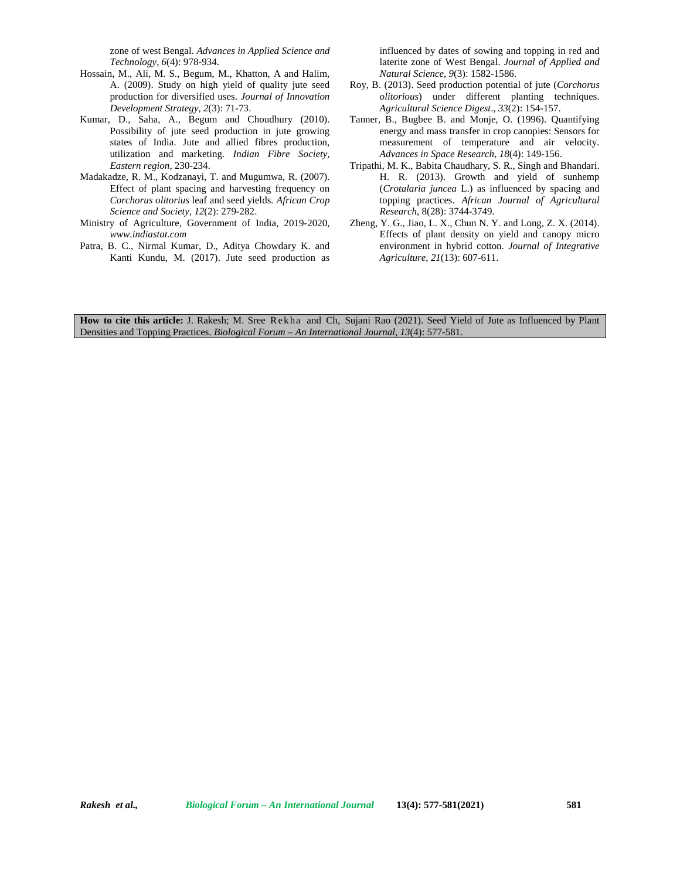zone of west Bengal. *Advances in Applied Science and Technology*, *6*(4): 978-934.

Hossain, M., Ali, M. S., Begum, M., Khatton, A and Halim, A. (2009). Study on high yield of quality jute seed production for diversified uses. *Journal of Innovation Development Strategy, 2*(3): 71-73.

Kumar, D., Saha, A., Begum and Choudhury (2010). Possibility of jute seed production in jute growing states of India. Jute and allied fibres production, utilization and marketing. *Indian Fibre Society, Eastern region,* 230-234.

Madakadze, R. M., Kodzanayi, T. and Mugumwa, R. (2007). Effect of plant spacing and harvesting frequency on *Corchorus olitorius* leaf and seed yields. *African Crop Science and Society, 12*(2): 279-282.

Ministry of Agriculture, Government of India, 2019-2020, *www.indiastat.com*

Patra, B. C., Nirmal Kumar, D., Aditya Chowdary K. and Kanti Kundu, M. (2017). Jute seed production as influenced by dates of sowing and topping in red and laterite zone of West Bengal. *Journal of Applied and Natural Science, 9*(3): 1582-1586.

Roy, B. (2013). Seed production potential of jute (*Corchorus olitorious*) under different planting techniques. *Agricultural Science Digest*., *33*(2): 154-157.

Tanner, B., Bugbee B. and Monje, O. (1996). Quantifying energy and mass transfer in crop canopies: Sensors for measurement of temperature and air velocity. *Advances in Space Research*, *18*(4): 149-156.

Tripathi, M. K., Babita Chaudhary, S. R., Singh and Bhandari. H. R. (2013). Growth and yield of sunhemp (*Crotalaria juncea* L.) as influenced by spacing and topping practices. *African Journal of Agricultural Research*, 8(28): 3744-3749.

Zheng, Y. G., Jiao, L. X., Chun N. Y. and Long, Z. X. (2014). Effects of plant density on yield and canopy micro environment in hybrid cotton. *Journal of Integrative Agriculture, 21*(13): 607-611.

**How to cite this article:** J. Rakesh; M. Sree Rekha and Ch, Sujani Rao (2021). Seed Yield of Jute as Influenced by Plant Densities and Topping Practices. *Biological Forum – An International Journal*, *13*(4): 577-581.